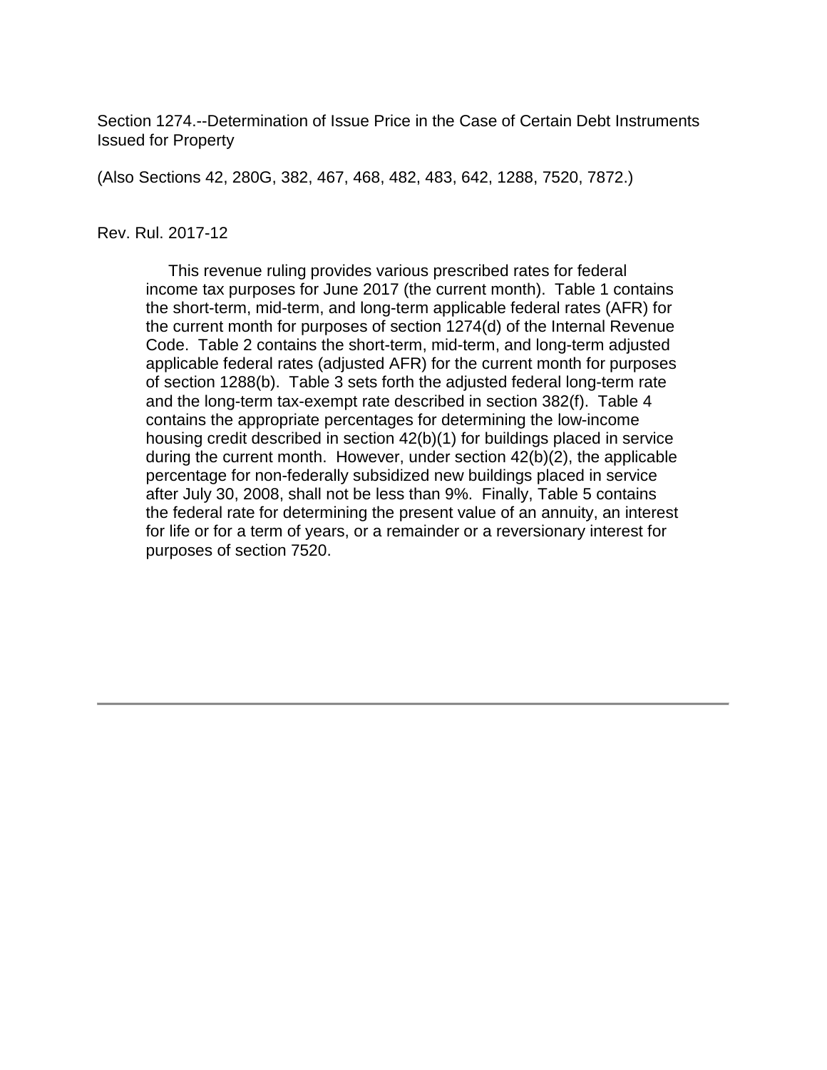Section 1274.--Determination of Issue Price in the Case of Certain Debt Instruments Issued for Property

(Also Sections 42, 280G, 382, 467, 468, 482, 483, 642, 1288, 7520, 7872.)

Rev. Rul. 2017-12

This revenue ruling provides various prescribed rates for federal income tax purposes for June 2017 (the current month). Table 1 contains the short-term, mid-term, and long-term applicable federal rates (AFR) for the current month for purposes of section 1274(d) of the Internal Revenue Code. Table 2 contains the short-term, mid-term, and long-term adjusted applicable federal rates (adjusted AFR) for the current month for purposes of section 1288(b). Table 3 sets forth the adjusted federal long-term rate and the long-term tax-exempt rate described in section 382(f). Table 4 contains the appropriate percentages for determining the low-income housing credit described in section 42(b)(1) for buildings placed in service during the current month. However, under section 42(b)(2), the applicable percentage for non-federally subsidized new buildings placed in service after July 30, 2008, shall not be less than 9%. Finally, Table 5 contains the federal rate for determining the present value of an annuity, an interest for life or for a term of years, or a remainder or a reversionary interest for purposes of section 7520.

---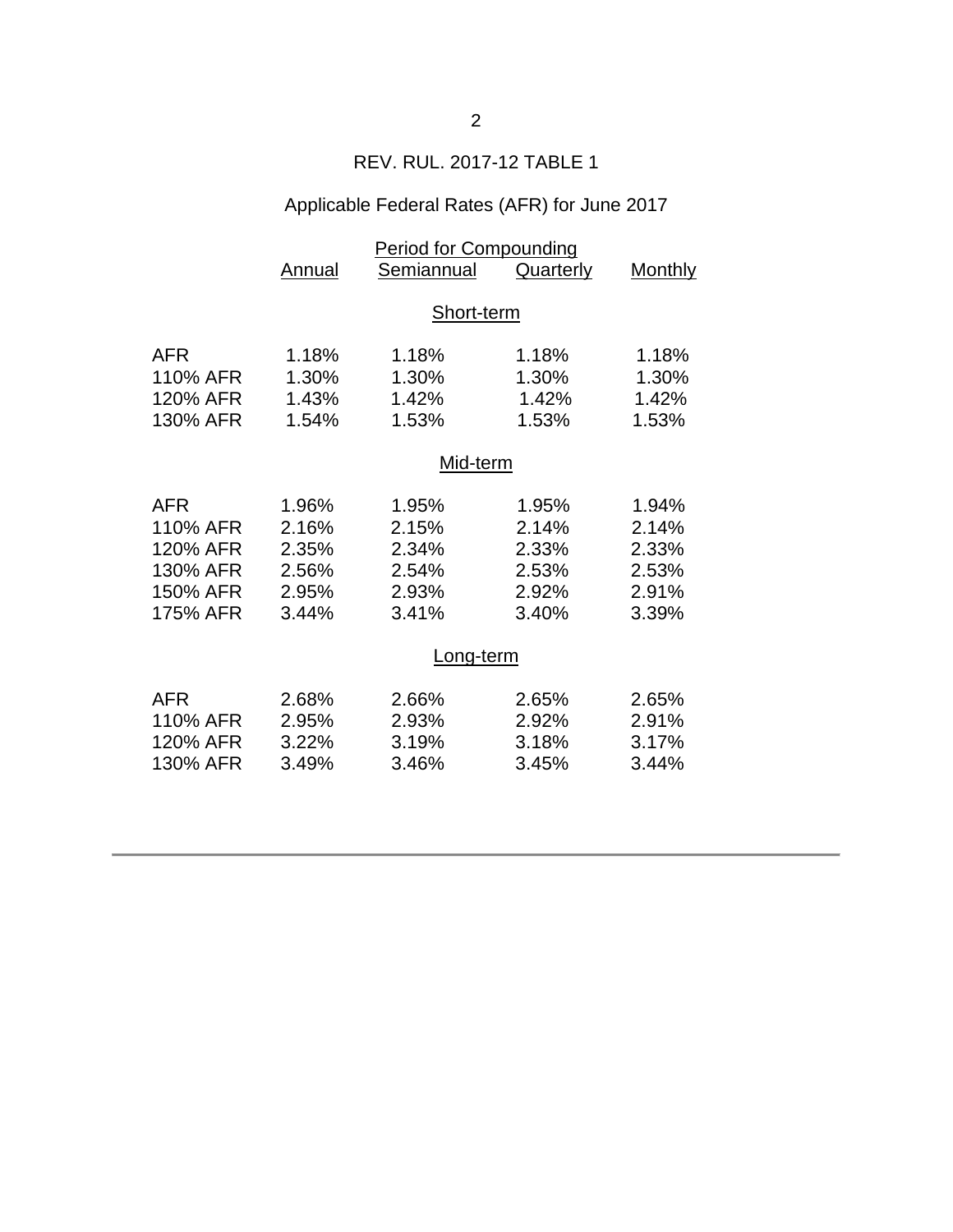REV. RUL. 2017-12 TABLE 1

Applicable Federal Rates (AFR) for June 2017

| | Period for Compounding | | | |
|---|---|---|---|---|
| | Annual | Semiannual | Quarterly | Monthly |
| **Short-term** | | | | |
| AFR | 1.18% | 1.18% | 1.18% | 1.18% |
| 110% AFR | 1.30% | 1.30% | 1.30% | 1.30% |
| 120% AFR | 1.43% | 1.42% | 1.42% | 1.42% |
| 130% AFR | 1.54% | 1.53% | 1.53% | 1.53% |
| **Mid-term** | | | | |
| AFR | 1.96% | 1.95% | 1.95% | 1.94% |
| 110% AFR | 2.16% | 2.15% | 2.14% | 2.14% |
| 120% AFR | 2.35% | 2.34% | 2.33% | 2.33% |
| 130% AFR | 2.56% | 2.54% | 2.53% | 2.53% |
| 150% AFR | 2.95% | 2.93% | 2.92% | 2.91% |
| 175% AFR | 3.44% | 3.41% | 3.40% | 3.39% |
| **Long-term** | | | | |
| AFR | 2.68% | 2.66% | 2.65% | 2.65% |
| 110% AFR | 2.95% | 2.93% | 2.92% | 2.91% |
| 120% AFR | 3.22% | 3.19% | 3.18% | 3.17% |
| 130% AFR | 3.49% | 3.46% | 3.45% | 3.44% |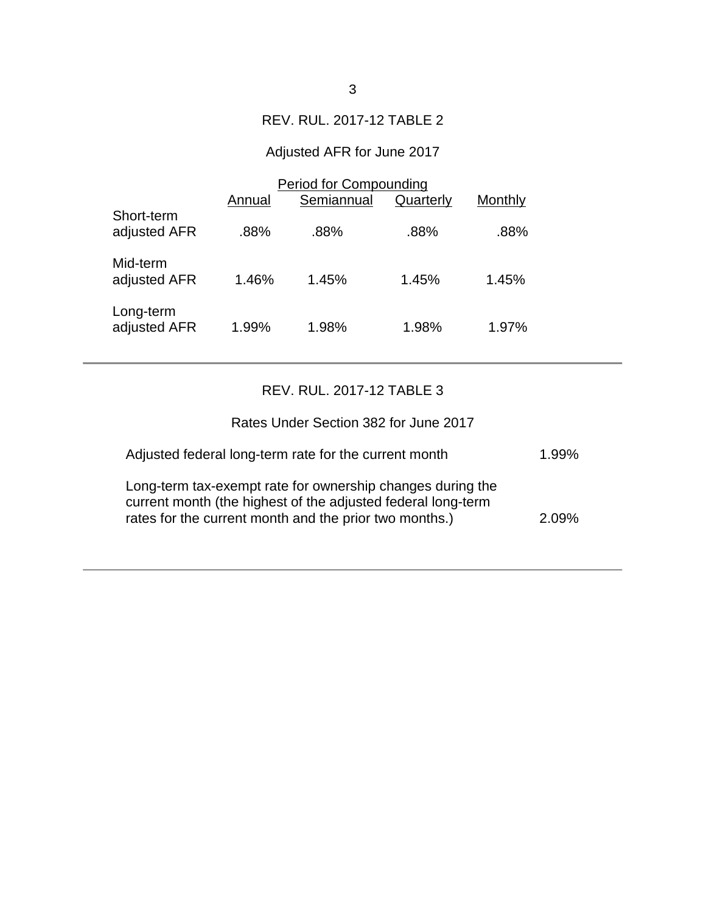## REV. RUL. 2017-12 TABLE 2

### Adjusted AFR for June 2017

| | Period for Compounding | | | |
|---|---|---|---|---|
| | Annual | Semiannual | Quarterly | Monthly |
| Short-term adjusted AFR | .88% | .88% | .88% | .88% |
| Mid-term adjusted AFR | 1.46% | 1.45% | 1.45% | 1.45% |
| Long-term adjusted AFR | 1.99% | 1.98% | 1.98% | 1.97% |

## REV. RUL. 2017-12 TABLE 3

### Rates Under Section 382 for June 2017

| | |
|---|---|
| Adjusted federal long-term rate for the current month | 1.99% |
| Long-term tax-exempt rate for ownership changes during the current month (the highest of the adjusted federal long-term rates for the current month and the prior two months.) | 2.09% |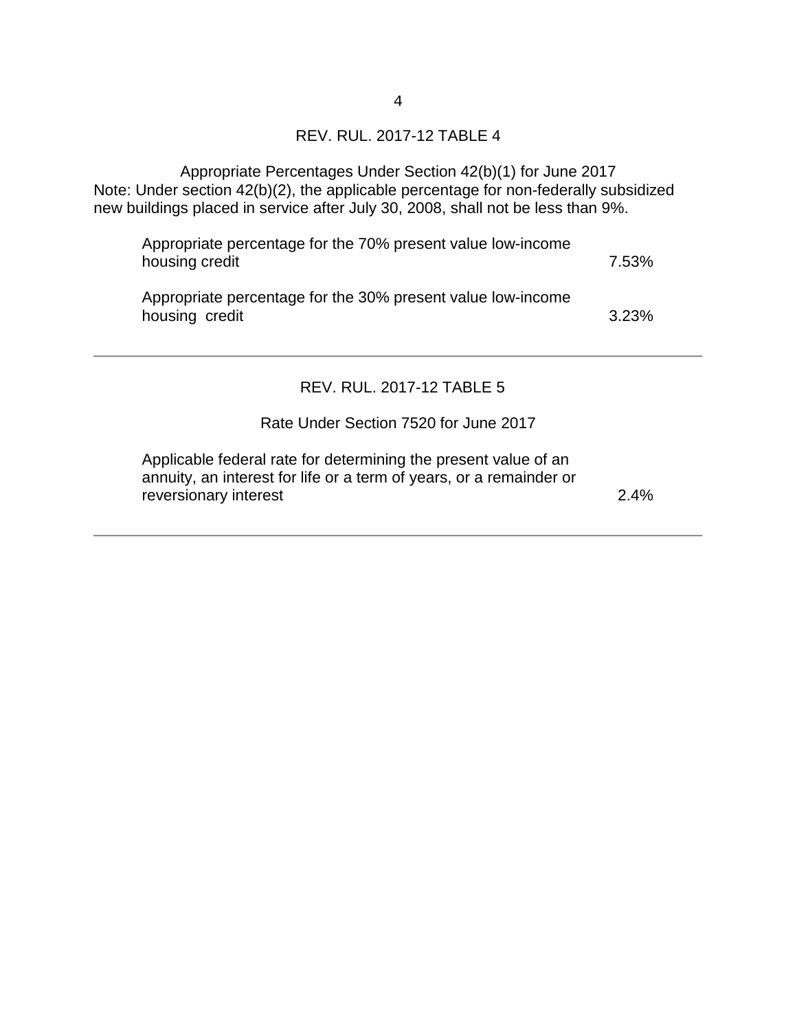## REV. RUL. 2017-12 TABLE 4

Appropriate Percentages Under Section 42(b)(1) for June 2017

Note: Under section 42(b)(2), the applicable percentage for non-federally subsidized new buildings placed in service after July 30, 2008, shall not be less than 9%.

| | |
|---|---|
| Appropriate percentage for the 70% present value low-income housing credit | 7.53% |
| Appropriate percentage for the 30% present value low-income housing credit | 3.23% |

---

## REV. RUL. 2017-12 TABLE 5

Rate Under Section 7520 for June 2017

| | |
|---|---|
| Applicable federal rate for determining the present value of an annuity, an interest for life or a term of years, or a remainder or reversionary interest | 2.4% |

---